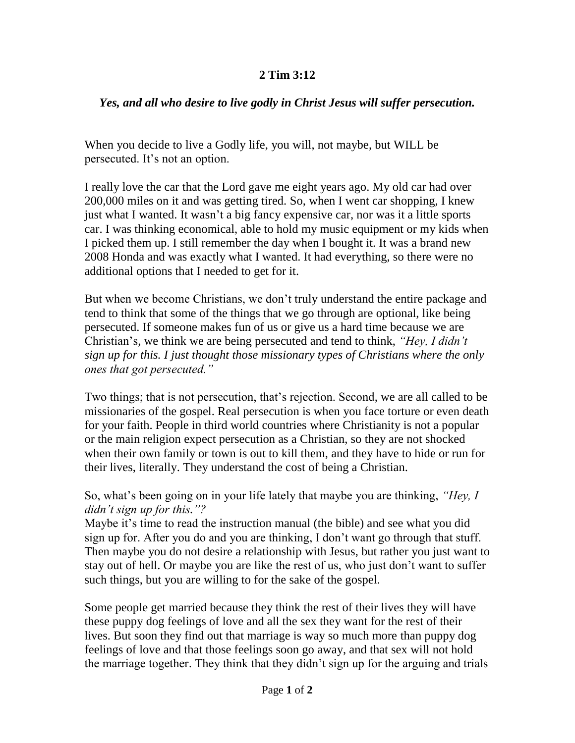**2 Tim 3:12**

***Yes, and all who desire to live godly in Christ Jesus will suffer persecution.***

When you decide to live a Godly life, you will, not maybe, but WILL be persecuted. It's not an option.

I really love the car that the Lord gave me eight years ago. My old car had over 200,000 miles on it and was getting tired. So, when I went car shopping, I knew just what I wanted. It wasn't a big fancy expensive car, nor was it a little sports car. I was thinking economical, able to hold my music equipment or my kids when I picked them up. I still remember the day when I bought it. It was a brand new 2008 Honda and was exactly what I wanted. It had everything, so there were no additional options that I needed to get for it.

But when we become Christians, we don't truly understand the entire package and tend to think that some of the things that we go through are optional, like being persecuted. If someone makes fun of us or give us a hard time because we are Christian's, we think we are being persecuted and tend to think, *"Hey, I didn't sign up for this. I just thought those missionary types of Christians where the only ones that got persecuted."*

Two things; that is not persecution, that's rejection. Second, we are all called to be missionaries of the gospel. Real persecution is when you face torture or even death for your faith. People in third world countries where Christianity is not a popular or the main religion expect persecution as a Christian, so they are not shocked when their own family or town is out to kill them, and they have to hide or run for their lives, literally. They understand the cost of being a Christian.

So, what's been going on in your life lately that maybe you are thinking, *"Hey, I didn't sign up for this."?*
Maybe it's time to read the instruction manual (the bible) and see what you did sign up for. After you do and you are thinking, I don't want go through that stuff. Then maybe you do not desire a relationship with Jesus, but rather you just want to stay out of hell. Or maybe you are like the rest of us, who just don't want to suffer such things, but you are willing to for the sake of the gospel.

Some people get married because they think the rest of their lives they will have these puppy dog feelings of love and all the sex they want for the rest of their lives. But soon they find out that marriage is way so much more than puppy dog feelings of love and that those feelings soon go away, and that sex will not hold the marriage together. They think that they didn't sign up for the arguing and trials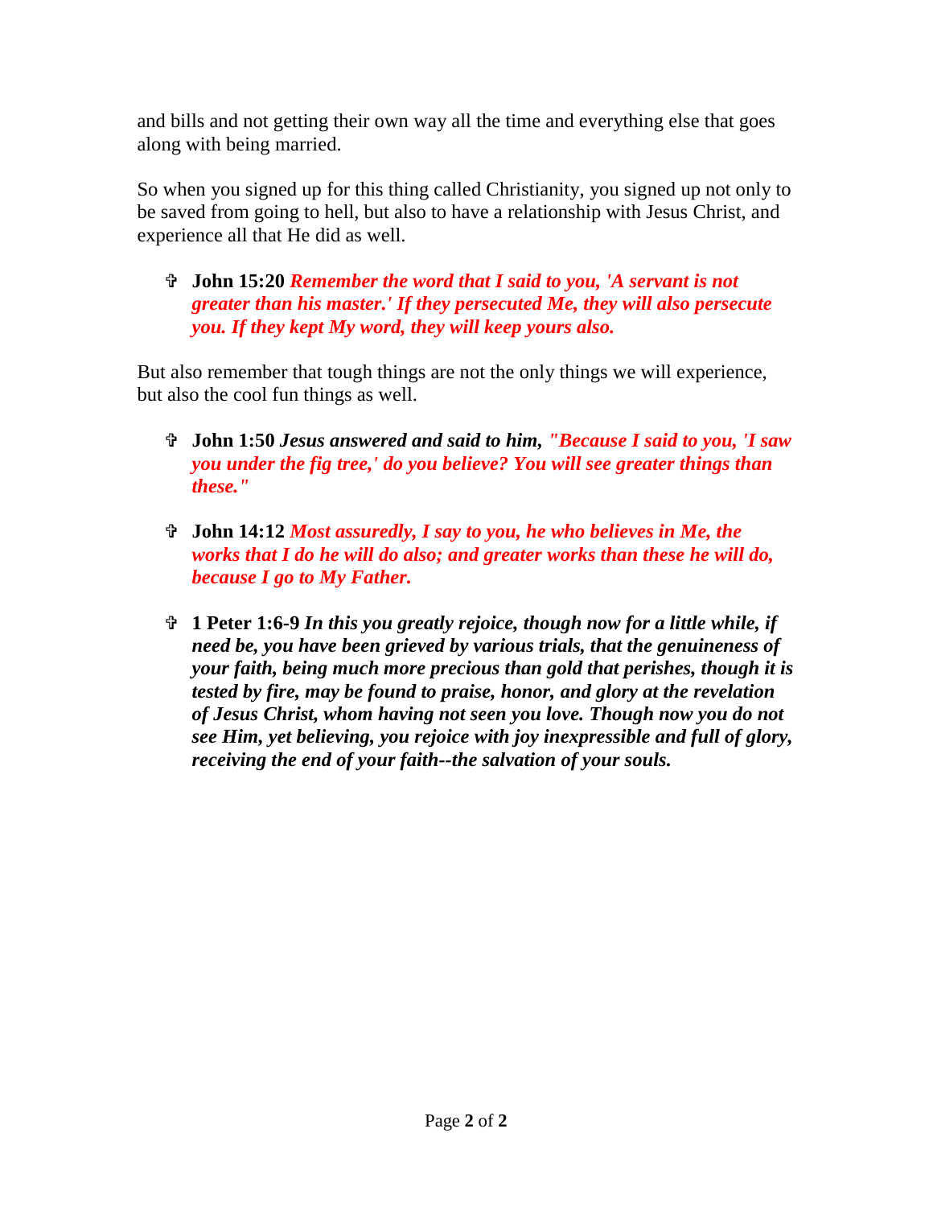and bills and not getting their own way all the time and everything else that goes along with being married.

So when you signed up for this thing called Christianity, you signed up not only to be saved from going to hell, but also to have a relationship with Jesus Christ, and experience all that He did as well.

- ✞ **John 15:20** ***Remember the word that I said to you, 'A servant is not greater than his master.' If they persecuted Me, they will also persecute you. If they kept My word, they will keep yours also.***

But also remember that tough things are not the only things we will experience, but also the cool fun things as well.

- ✞ **John 1:50** ***Jesus answered and said to him, "Because I said to you, 'I saw you under the fig tree,' do you believe? You will see greater things than these."***

- ✞ **John 14:12** ***Most assuredly, I say to you, he who believes in Me, the works that I do he will do also; and greater works than these he will do, because I go to My Father.***

- ✞ **1 Peter 1:6-9** ***In this you greatly rejoice, though now for a little while, if need be, you have been grieved by various trials, that the genuineness of your faith, being much more precious than gold that perishes, though it is tested by fire, may be found to praise, honor, and glory at the revelation of Jesus Christ, whom having not seen you love. Though now you do not see Him, yet believing, you rejoice with joy inexpressible and full of glory, receiving the end of your faith--the salvation of your souls.***